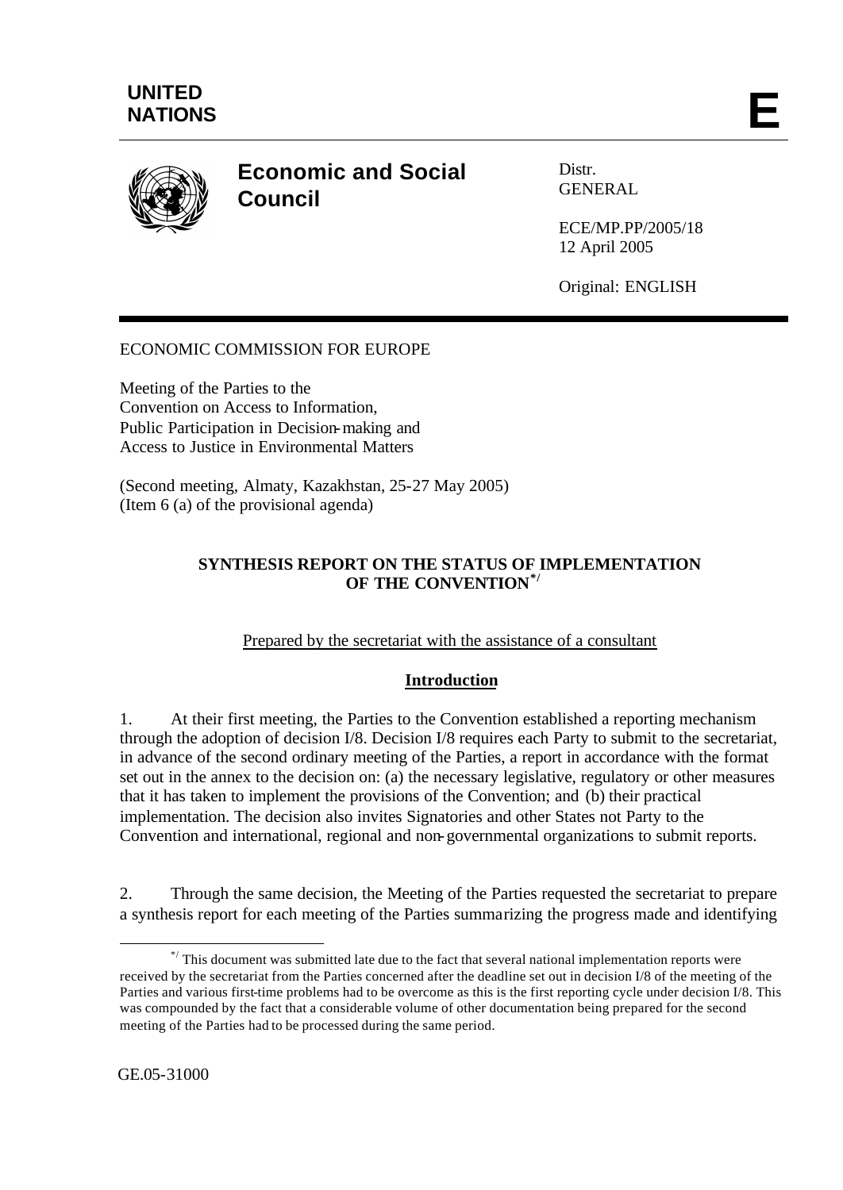UNITED NATIONS

E

# Economic and Social Council

Distr.
GENERAL

ECE/MP.PP/2005/18
12 April 2005

Original: ENGLISH

ECONOMIC COMMISSION FOR EUROPE

Meeting of the Parties to the
Convention on Access to Information,
Public Participation in Decision-making and
Access to Justice in Environmental Matters

(Second meeting, Almaty, Kazakhstan, 25-27 May 2005)
(Item 6 (a) of the provisional agenda)

## SYNTHESIS REPORT ON THE STATUS OF IMPLEMENTATION OF THE CONVENTION[*/]

Prepared by the secretariat with the assistance of a consultant

### Introduction

1. At their first meeting, the Parties to the Convention established a reporting mechanism through the adoption of decision I/8. Decision I/8 requires each Party to submit to the secretariat, in advance of the second ordinary meeting of the Parties, a report in accordance with the format set out in the annex to the decision on: (a) the necessary legislative, regulatory or other measures that it has taken to implement the provisions of the Convention; and (b) their practical implementation. The decision also invites Signatories and other States not Party to the Convention and international, regional and non-governmental organizations to submit reports.

2. Through the same decision, the Meeting of the Parties requested the secretariat to prepare a synthesis report for each meeting of the Parties summarizing the progress made and identifying

[*/] This document was submitted late due to the fact that several national implementation reports were received by the secretariat from the Parties concerned after the deadline set out in decision I/8 of the meeting of the Parties and various first-time problems had to be overcome as this is the first reporting cycle under decision I/8. This was compounded by the fact that a considerable volume of other documentation being prepared for the second meeting of the Parties had to be processed during the same period.

GE.05-31000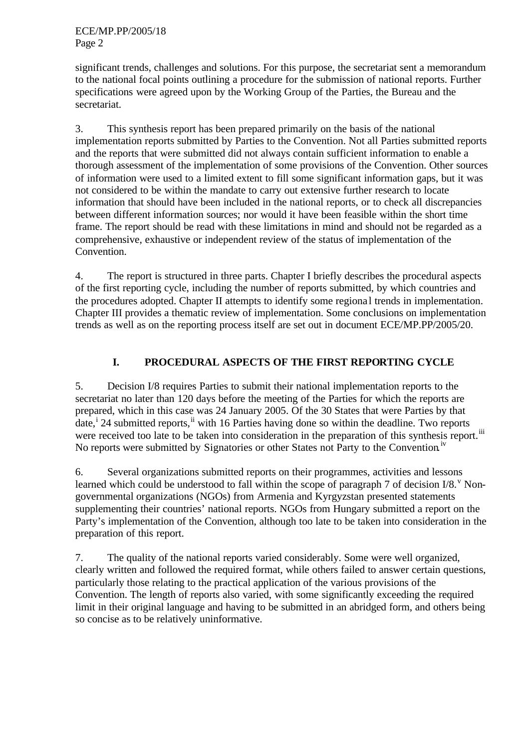significant trends, challenges and solutions. For this purpose, the secretariat sent a memorandum to the national focal points outlining a procedure for the submission of national reports. Further specifications were agreed upon by the Working Group of the Parties, the Bureau and the secretariat.

3. This synthesis report has been prepared primarily on the basis of the national implementation reports submitted by Parties to the Convention. Not all Parties submitted reports and the reports that were submitted did not always contain sufficient information to enable a thorough assessment of the implementation of some provisions of the Convention. Other sources of information were used to a limited extent to fill some significant information gaps, but it was not considered to be within the mandate to carry out extensive further research to locate information that should have been included in the national reports, or to check all discrepancies between different information sources; nor would it have been feasible within the short time frame. The report should be read with these limitations in mind and should not be regarded as a comprehensive, exhaustive or independent review of the status of implementation of the Convention.

4. The report is structured in three parts. Chapter I briefly describes the procedural aspects of the first reporting cycle, including the number of reports submitted, by which countries and the procedures adopted. Chapter II attempts to identify some regional trends in implementation. Chapter III provides a thematic review of implementation. Some conclusions on implementation trends as well as on the reporting process itself are set out in document ECE/MP.PP/2005/20.

## I. PROCEDURAL ASPECTS OF THE FIRST REPORTING CYCLE

5. Decision I/8 requires Parties to submit their national implementation reports to the secretariat no later than 120 days before the meeting of the Parties for which the reports are prepared, which in this case was 24 January 2005. Of the 30 States that were Parties by that date,[i] 24 submitted reports,[ii] with 16 Parties having done so within the deadline. Two reports were received too late to be taken into consideration in the preparation of this synthesis report.[iii] No reports were submitted by Signatories or other States not Party to the Convention.[iv]

6. Several organizations submitted reports on their programmes, activities and lessons learned which could be understood to fall within the scope of paragraph 7 of decision I/8.[v] Non-governmental organizations (NGOs) from Armenia and Kyrgyzstan presented statements supplementing their countries' national reports. NGOs from Hungary submitted a report on the Party's implementation of the Convention, although too late to be taken into consideration in the preparation of this report.

7. The quality of the national reports varied considerably. Some were well organized, clearly written and followed the required format, while others failed to answer certain questions, particularly those relating to the practical application of the various provisions of the Convention. The length of reports also varied, with some significantly exceeding the required limit in their original language and having to be submitted in an abridged form, and others being so concise as to be relatively uninformative.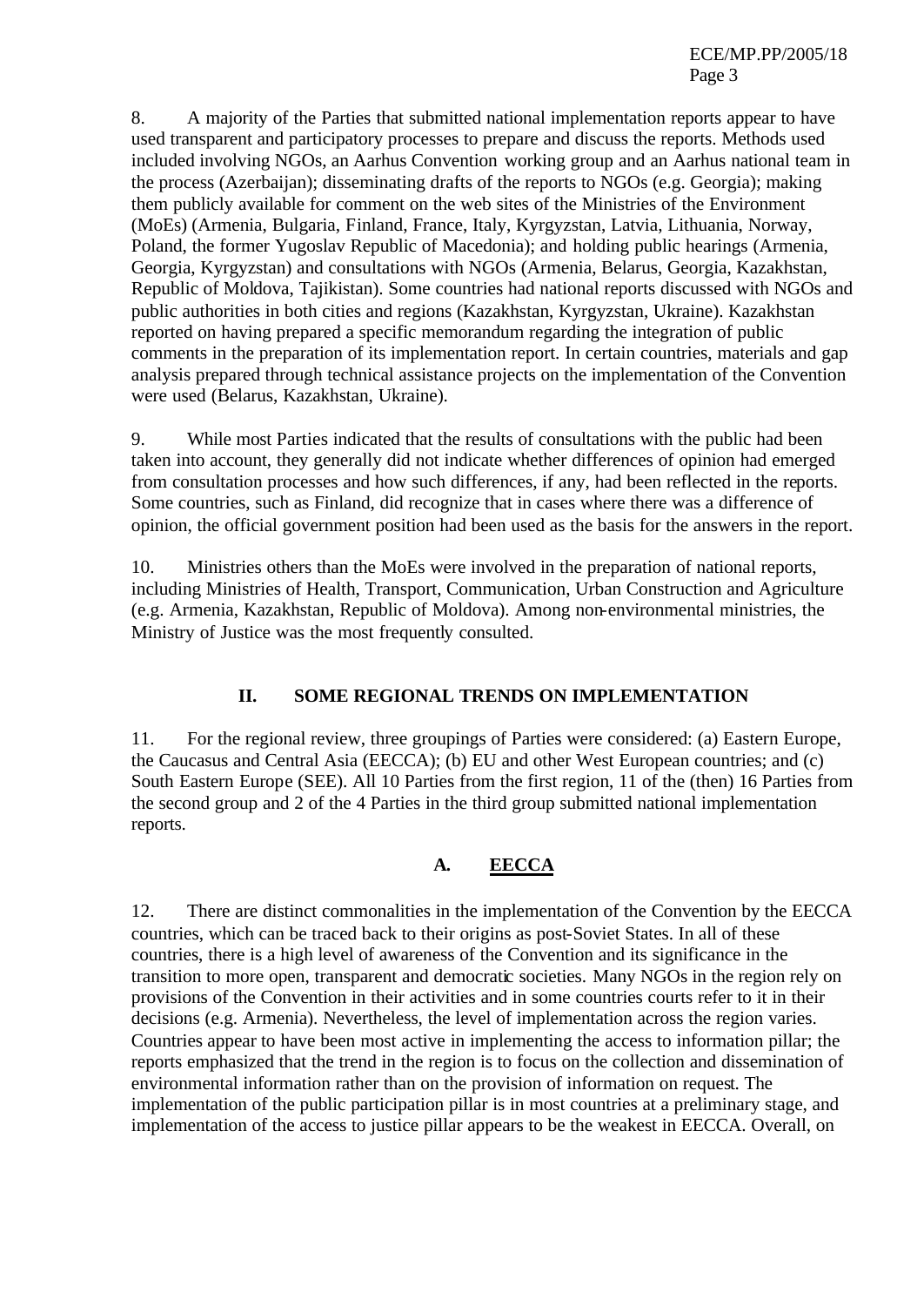8. A majority of the Parties that submitted national implementation reports appear to have used transparent and participatory processes to prepare and discuss the reports. Methods used included involving NGOs, an Aarhus Convention working group and an Aarhus national team in the process (Azerbaijan); disseminating drafts of the reports to NGOs (e.g. Georgia); making them publicly available for comment on the web sites of the Ministries of the Environment (MoEs) (Armenia, Bulgaria, Finland, France, Italy, Kyrgyzstan, Latvia, Lithuania, Norway, Poland, the former Yugoslav Republic of Macedonia); and holding public hearings (Armenia, Georgia, Kyrgyzstan) and consultations with NGOs (Armenia, Belarus, Georgia, Kazakhstan, Republic of Moldova, Tajikistan). Some countries had national reports discussed with NGOs and public authorities in both cities and regions (Kazakhstan, Kyrgyzstan, Ukraine). Kazakhstan reported on having prepared a specific memorandum regarding the integration of public comments in the preparation of its implementation report. In certain countries, materials and gap analysis prepared through technical assistance projects on the implementation of the Convention were used (Belarus, Kazakhstan, Ukraine).

9. While most Parties indicated that the results of consultations with the public had been taken into account, they generally did not indicate whether differences of opinion had emerged from consultation processes and how such differences, if any, had been reflected in the reports. Some countries, such as Finland, did recognize that in cases where there was a difference of opinion, the official government position had been used as the basis for the answers in the report.

10. Ministries others than the MoEs were involved in the preparation of national reports, including Ministries of Health, Transport, Communication, Urban Construction and Agriculture (e.g. Armenia, Kazakhstan, Republic of Moldova). Among non-environmental ministries, the Ministry of Justice was the most frequently consulted.

## II. SOME REGIONAL TRENDS ON IMPLEMENTATION

11. For the regional review, three groupings of Parties were considered: (a) Eastern Europe, the Caucasus and Central Asia (EECCA); (b) EU and other West European countries; and (c) South Eastern Europe (SEE). All 10 Parties from the first region, 11 of the (then) 16 Parties from the second group and 2 of the 4 Parties in the third group submitted national implementation reports.

### A. EECCA

12. There are distinct commonalities in the implementation of the Convention by the EECCA countries, which can be traced back to their origins as post-Soviet States. In all of these countries, there is a high level of awareness of the Convention and its significance in the transition to more open, transparent and democratic societies. Many NGOs in the region rely on provisions of the Convention in their activities and in some countries courts refer to it in their decisions (e.g. Armenia). Nevertheless, the level of implementation across the region varies. Countries appear to have been most active in implementing the access to information pillar; the reports emphasized that the trend in the region is to focus on the collection and dissemination of environmental information rather than on the provision of information on request. The implementation of the public participation pillar is in most countries at a preliminary stage, and implementation of the access to justice pillar appears to be the weakest in EECCA. Overall, on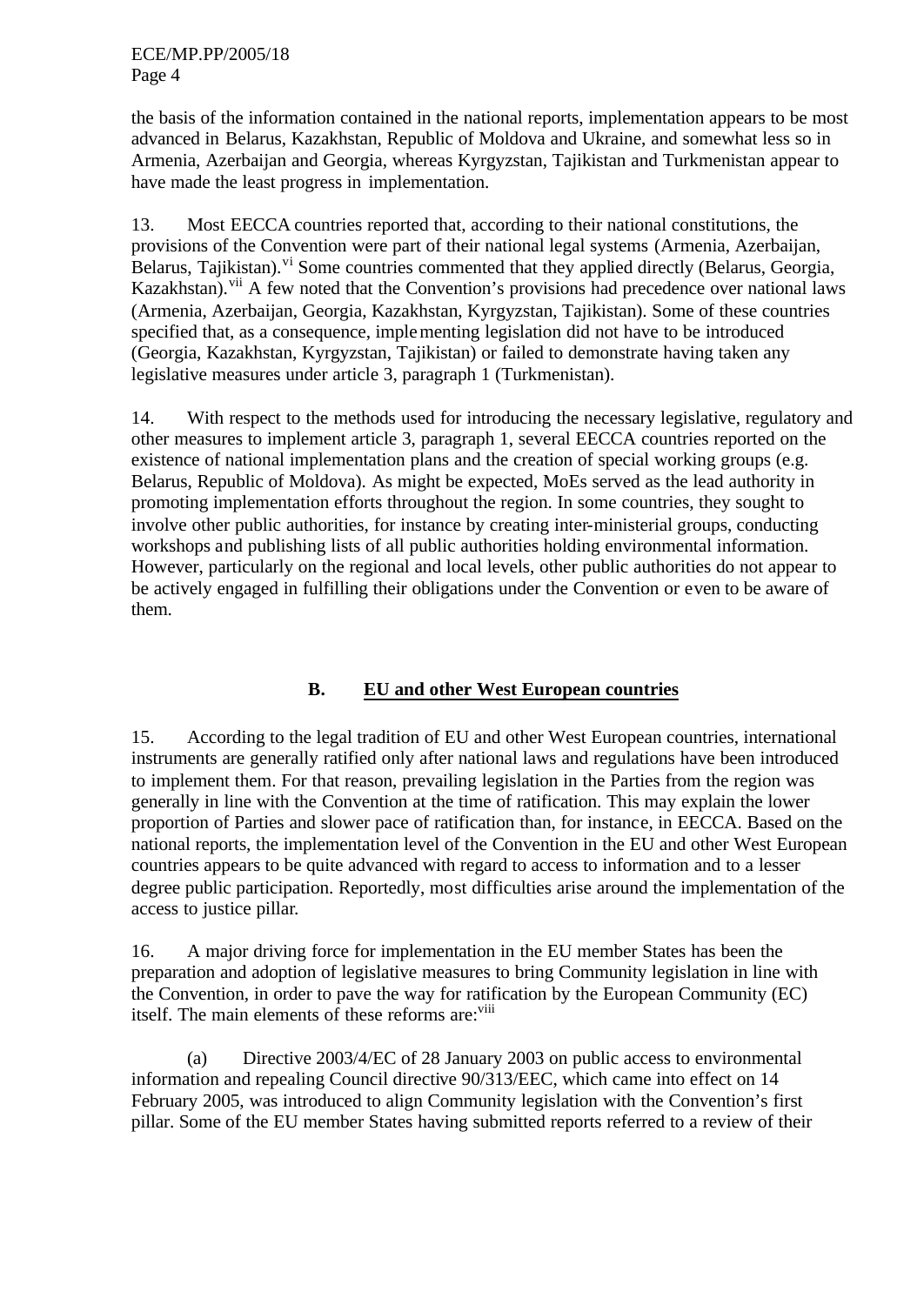the basis of the information contained in the national reports, implementation appears to be most advanced in Belarus, Kazakhstan, Republic of Moldova and Ukraine, and somewhat less so in Armenia, Azerbaijan and Georgia, whereas Kyrgyzstan, Tajikistan and Turkmenistan appear to have made the least progress in implementation.

13. Most EECCA countries reported that, according to their national constitutions, the provisions of the Convention were part of their national legal systems (Armenia, Azerbaijan, Belarus, Tajikistan).[vi] Some countries commented that they applied directly (Belarus, Georgia, Kazakhstan).[vii] A few noted that the Convention's provisions had precedence over national laws (Armenia, Azerbaijan, Georgia, Kazakhstan, Kyrgyzstan, Tajikistan). Some of these countries specified that, as a consequence, implementing legislation did not have to be introduced (Georgia, Kazakhstan, Kyrgyzstan, Tajikistan) or failed to demonstrate having taken any legislative measures under article 3, paragraph 1 (Turkmenistan).

14. With respect to the methods used for introducing the necessary legislative, regulatory and other measures to implement article 3, paragraph 1, several EECCA countries reported on the existence of national implementation plans and the creation of special working groups (e.g. Belarus, Republic of Moldova). As might be expected, MoEs served as the lead authority in promoting implementation efforts throughout the region. In some countries, they sought to involve other public authorities, for instance by creating inter-ministerial groups, conducting workshops and publishing lists of all public authorities holding environmental information. However, particularly on the regional and local levels, other public authorities do not appear to be actively engaged in fulfilling their obligations under the Convention or even to be aware of them.

## B. EU and other West European countries

15. According to the legal tradition of EU and other West European countries, international instruments are generally ratified only after national laws and regulations have been introduced to implement them. For that reason, prevailing legislation in the Parties from the region was generally in line with the Convention at the time of ratification. This may explain the lower proportion of Parties and slower pace of ratification than, for instance, in EECCA. Based on the national reports, the implementation level of the Convention in the EU and other West European countries appears to be quite advanced with regard to access to information and to a lesser degree public participation. Reportedly, most difficulties arise around the implementation of the access to justice pillar.

16. A major driving force for implementation in the EU member States has been the preparation and adoption of legislative measures to bring Community legislation in line with the Convention, in order to pave the way for ratification by the European Community (EC) itself. The main elements of these reforms are:[viii]

(a) Directive 2003/4/EC of 28 January 2003 on public access to environmental information and repealing Council directive 90/313/EEC, which came into effect on 14 February 2005, was introduced to align Community legislation with the Convention's first pillar. Some of the EU member States having submitted reports referred to a review of their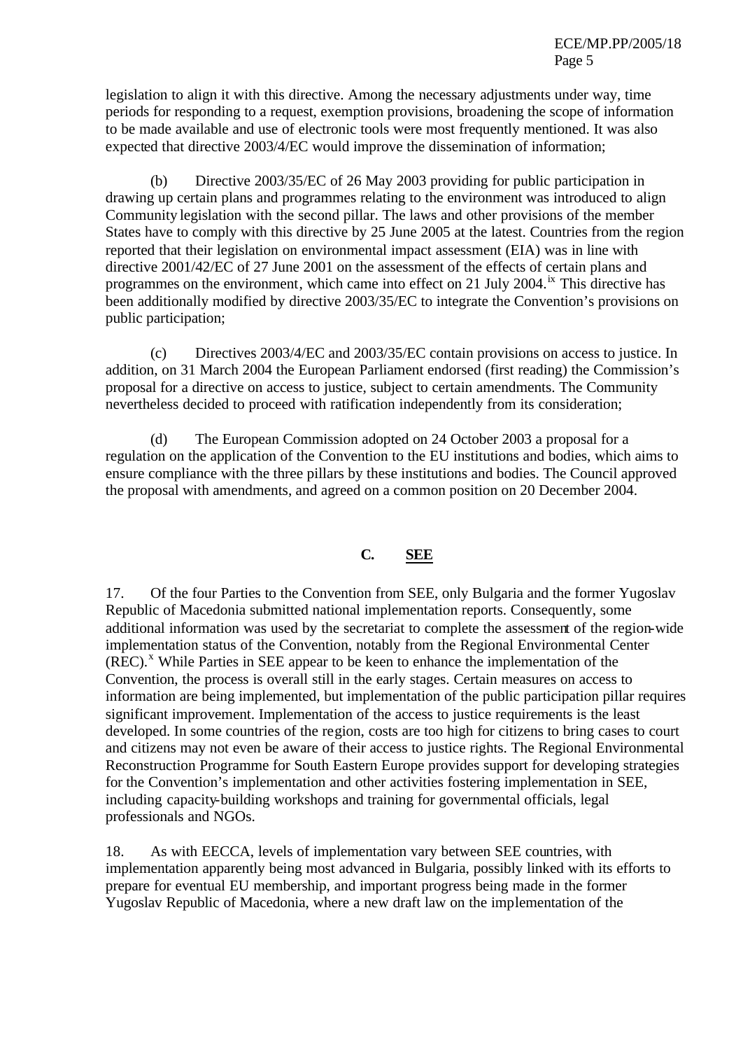legislation to align it with this directive. Among the necessary adjustments under way, time periods for responding to a request, exemption provisions, broadening the scope of information to be made available and use of electronic tools were most frequently mentioned. It was also expected that directive 2003/4/EC would improve the dissemination of information;

(b) Directive 2003/35/EC of 26 May 2003 providing for public participation in drawing up certain plans and programmes relating to the environment was introduced to align Community legislation with the second pillar. The laws and other provisions of the member States have to comply with this directive by 25 June 2005 at the latest. Countries from the region reported that their legislation on environmental impact assessment (EIA) was in line with directive 2001/42/EC of 27 June 2001 on the assessment of the effects of certain plans and programmes on the environment, which came into effect on 21 July 2004.[ix] This directive has been additionally modified by directive 2003/35/EC to integrate the Convention's provisions on public participation;

(c) Directives 2003/4/EC and 2003/35/EC contain provisions on access to justice. In addition, on 31 March 2004 the European Parliament endorsed (first reading) the Commission's proposal for a directive on access to justice, subject to certain amendments. The Community nevertheless decided to proceed with ratification independently from its consideration;

(d) The European Commission adopted on 24 October 2003 a proposal for a regulation on the application of the Convention to the EU institutions and bodies, which aims to ensure compliance with the three pillars by these institutions and bodies. The Council approved the proposal with amendments, and agreed on a common position on 20 December 2004.

## C. SEE

17. Of the four Parties to the Convention from SEE, only Bulgaria and the former Yugoslav Republic of Macedonia submitted national implementation reports. Consequently, some additional information was used by the secretariat to complete the assessment of the region-wide implementation status of the Convention, notably from the Regional Environmental Center (REC).[x] While Parties in SEE appear to be keen to enhance the implementation of the Convention, the process is overall still in the early stages. Certain measures on access to information are being implemented, but implementation of the public participation pillar requires significant improvement. Implementation of the access to justice requirements is the least developed. In some countries of the region, costs are too high for citizens to bring cases to court and citizens may not even be aware of their access to justice rights. The Regional Environmental Reconstruction Programme for South Eastern Europe provides support for developing strategies for the Convention's implementation and other activities fostering implementation in SEE, including capacity-building workshops and training for governmental officials, legal professionals and NGOs.

18. As with EECCA, levels of implementation vary between SEE countries, with implementation apparently being most advanced in Bulgaria, possibly linked with its efforts to prepare for eventual EU membership, and important progress being made in the former Yugoslav Republic of Macedonia, where a new draft law on the implementation of the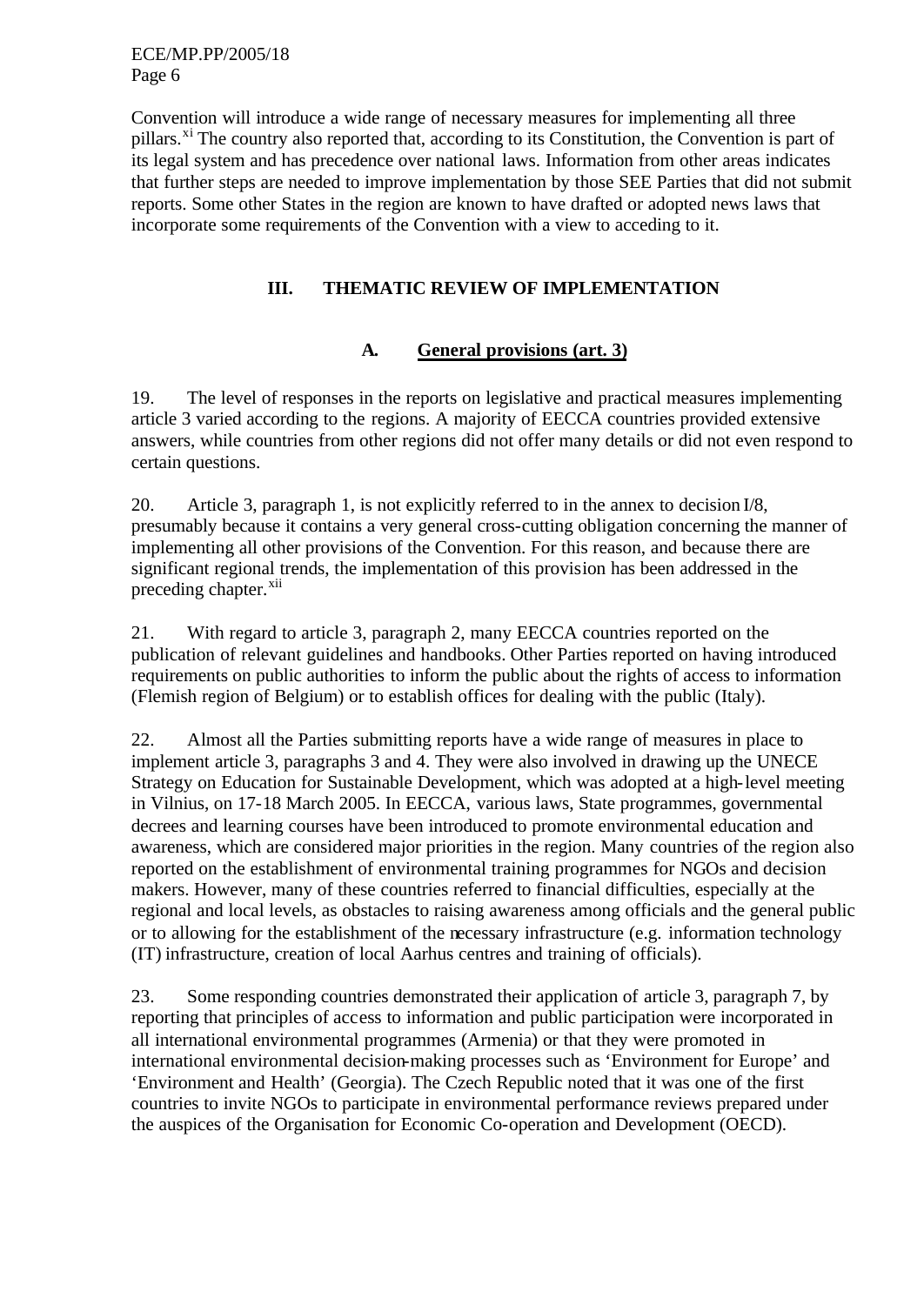Convention will introduce a wide range of necessary measures for implementing all three pillars.[xi] The country also reported that, according to its Constitution, the Convention is part of its legal system and has precedence over national laws. Information from other areas indicates that further steps are needed to improve implementation by those SEE Parties that did not submit reports. Some other States in the region are known to have drafted or adopted news laws that incorporate some requirements of the Convention with a view to acceding to it.

## III. THEMATIC REVIEW OF IMPLEMENTATION

### A. General provisions (art. 3)

19. The level of responses in the reports on legislative and practical measures implementing article 3 varied according to the regions. A majority of EECCA countries provided extensive answers, while countries from other regions did not offer many details or did not even respond to certain questions.

20. Article 3, paragraph 1, is not explicitly referred to in the annex to decision I/8, presumably because it contains a very general cross-cutting obligation concerning the manner of implementing all other provisions of the Convention. For this reason, and because there are significant regional trends, the implementation of this provision has been addressed in the preceding chapter.[xii]

21. With regard to article 3, paragraph 2, many EECCA countries reported on the publication of relevant guidelines and handbooks. Other Parties reported on having introduced requirements on public authorities to inform the public about the rights of access to information (Flemish region of Belgium) or to establish offices for dealing with the public (Italy).

22. Almost all the Parties submitting reports have a wide range of measures in place to implement article 3, paragraphs 3 and 4. They were also involved in drawing up the UNECE Strategy on Education for Sustainable Development, which was adopted at a high-level meeting in Vilnius, on 17-18 March 2005. In EECCA, various laws, State programmes, governmental decrees and learning courses have been introduced to promote environmental education and awareness, which are considered major priorities in the region. Many countries of the region also reported on the establishment of environmental training programmes for NGOs and decision makers. However, many of these countries referred to financial difficulties, especially at the regional and local levels, as obstacles to raising awareness among officials and the general public or to allowing for the establishment of the necessary infrastructure (e.g. information technology (IT) infrastructure, creation of local Aarhus centres and training of officials).

23. Some responding countries demonstrated their application of article 3, paragraph 7, by reporting that principles of access to information and public participation were incorporated in all international environmental programmes (Armenia) or that they were promoted in international environmental decision-making processes such as 'Environment for Europe' and 'Environment and Health' (Georgia). The Czech Republic noted that it was one of the first countries to invite NGOs to participate in environmental performance reviews prepared under the auspices of the Organisation for Economic Co-operation and Development (OECD).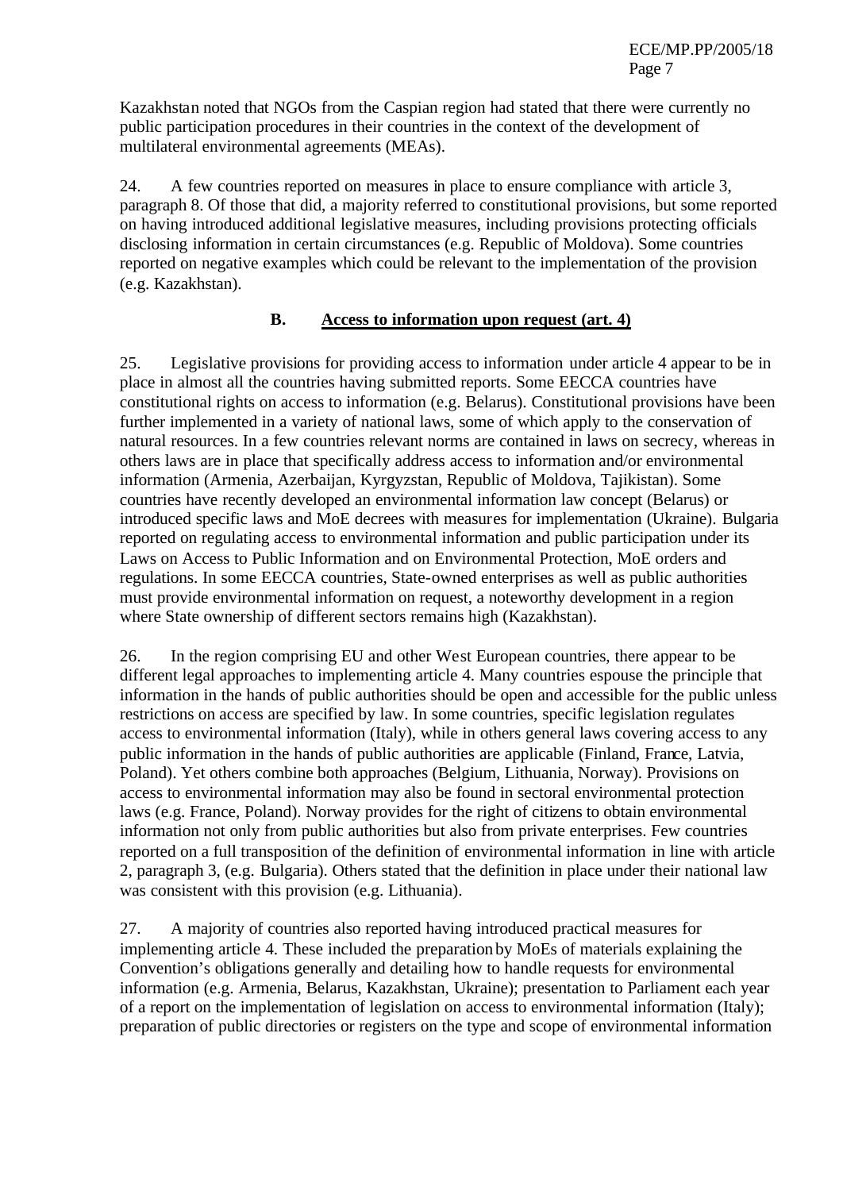Kazakhstan noted that NGOs from the Caspian region had stated that there were currently no public participation procedures in their countries in the context of the development of multilateral environmental agreements (MEAs).

24. A few countries reported on measures in place to ensure compliance with article 3, paragraph 8. Of those that did, a majority referred to constitutional provisions, but some reported on having introduced additional legislative measures, including provisions protecting officials disclosing information in certain circumstances (e.g. Republic of Moldova). Some countries reported on negative examples which could be relevant to the implementation of the provision (e.g. Kazakhstan).

### B. Access to information upon request (art. 4)

25. Legislative provisions for providing access to information under article 4 appear to be in place in almost all the countries having submitted reports. Some EECCA countries have constitutional rights on access to information (e.g. Belarus). Constitutional provisions have been further implemented in a variety of national laws, some of which apply to the conservation of natural resources. In a few countries relevant norms are contained in laws on secrecy, whereas in others laws are in place that specifically address access to information and/or environmental information (Armenia, Azerbaijan, Kyrgyzstan, Republic of Moldova, Tajikistan). Some countries have recently developed an environmental information law concept (Belarus) or introduced specific laws and MoE decrees with measures for implementation (Ukraine). Bulgaria reported on regulating access to environmental information and public participation under its Laws on Access to Public Information and on Environmental Protection, MoE orders and regulations. In some EECCA countries, State-owned enterprises as well as public authorities must provide environmental information on request, a noteworthy development in a region where State ownership of different sectors remains high (Kazakhstan).

26. In the region comprising EU and other West European countries, there appear to be different legal approaches to implementing article 4. Many countries espouse the principle that information in the hands of public authorities should be open and accessible for the public unless restrictions on access are specified by law. In some countries, specific legislation regulates access to environmental information (Italy), while in others general laws covering access to any public information in the hands of public authorities are applicable (Finland, France, Latvia, Poland). Yet others combine both approaches (Belgium, Lithuania, Norway). Provisions on access to environmental information may also be found in sectoral environmental protection laws (e.g. France, Poland). Norway provides for the right of citizens to obtain environmental information not only from public authorities but also from private enterprises. Few countries reported on a full transposition of the definition of environmental information in line with article 2, paragraph 3, (e.g. Bulgaria). Others stated that the definition in place under their national law was consistent with this provision (e.g. Lithuania).

27. A majority of countries also reported having introduced practical measures for implementing article 4. These included the preparation by MoEs of materials explaining the Convention's obligations generally and detailing how to handle requests for environmental information (e.g. Armenia, Belarus, Kazakhstan, Ukraine); presentation to Parliament each year of a report on the implementation of legislation on access to environmental information (Italy); preparation of public directories or registers on the type and scope of environmental information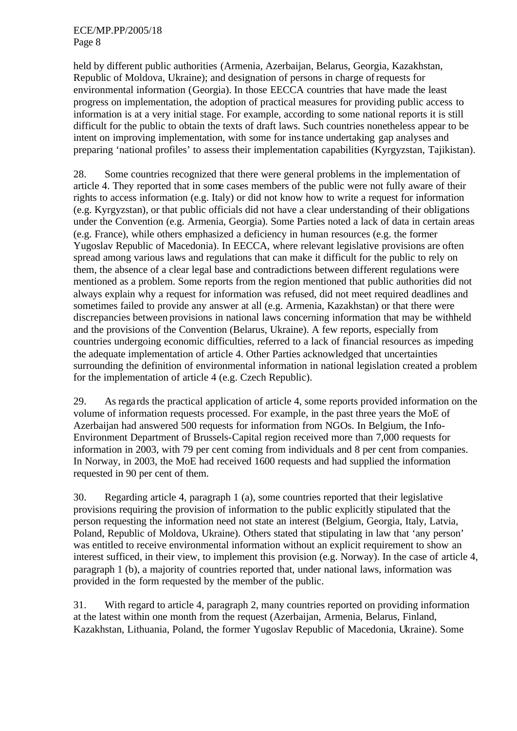held by different public authorities (Armenia, Azerbaijan, Belarus, Georgia, Kazakhstan, Republic of Moldova, Ukraine); and designation of persons in charge of requests for environmental information (Georgia). In those EECCA countries that have made the least progress on implementation, the adoption of practical measures for providing public access to information is at a very initial stage. For example, according to some national reports it is still difficult for the public to obtain the texts of draft laws. Such countries nonetheless appear to be intent on improving implementation, with some for instance undertaking gap analyses and preparing 'national profiles' to assess their implementation capabilities (Kyrgyzstan, Tajikistan).

28. Some countries recognized that there were general problems in the implementation of article 4. They reported that in some cases members of the public were not fully aware of their rights to access information (e.g. Italy) or did not know how to write a request for information (e.g. Kyrgyzstan), or that public officials did not have a clear understanding of their obligations under the Convention (e.g. Armenia, Georgia). Some Parties noted a lack of data in certain areas (e.g. France), while others emphasized a deficiency in human resources (e.g. the former Yugoslav Republic of Macedonia). In EECCA, where relevant legislative provisions are often spread among various laws and regulations that can make it difficult for the public to rely on them, the absence of a clear legal base and contradictions between different regulations were mentioned as a problem. Some reports from the region mentioned that public authorities did not always explain why a request for information was refused, did not meet required deadlines and sometimes failed to provide any answer at all (e.g. Armenia, Kazakhstan) or that there were discrepancies between provisions in national laws concerning information that may be withheld and the provisions of the Convention (Belarus, Ukraine). A few reports, especially from countries undergoing economic difficulties, referred to a lack of financial resources as impeding the adequate implementation of article 4. Other Parties acknowledged that uncertainties surrounding the definition of environmental information in national legislation created a problem for the implementation of article 4 (e.g. Czech Republic).

29. As regards the practical application of article 4, some reports provided information on the volume of information requests processed. For example, in the past three years the MoE of Azerbaijan had answered 500 requests for information from NGOs. In Belgium, the Info-Environment Department of Brussels-Capital region received more than 7,000 requests for information in 2003, with 79 per cent coming from individuals and 8 per cent from companies. In Norway, in 2003, the MoE had received 1600 requests and had supplied the information requested in 90 per cent of them.

30. Regarding article 4, paragraph 1 (a), some countries reported that their legislative provisions requiring the provision of information to the public explicitly stipulated that the person requesting the information need not state an interest (Belgium, Georgia, Italy, Latvia, Poland, Republic of Moldova, Ukraine). Others stated that stipulating in law that 'any person' was entitled to receive environmental information without an explicit requirement to show an interest sufficed, in their view, to implement this provision (e.g. Norway). In the case of article 4, paragraph 1 (b), a majority of countries reported that, under national laws, information was provided in the form requested by the member of the public.

31. With regard to article 4, paragraph 2, many countries reported on providing information at the latest within one month from the request (Azerbaijan, Armenia, Belarus, Finland, Kazakhstan, Lithuania, Poland, the former Yugoslav Republic of Macedonia, Ukraine). Some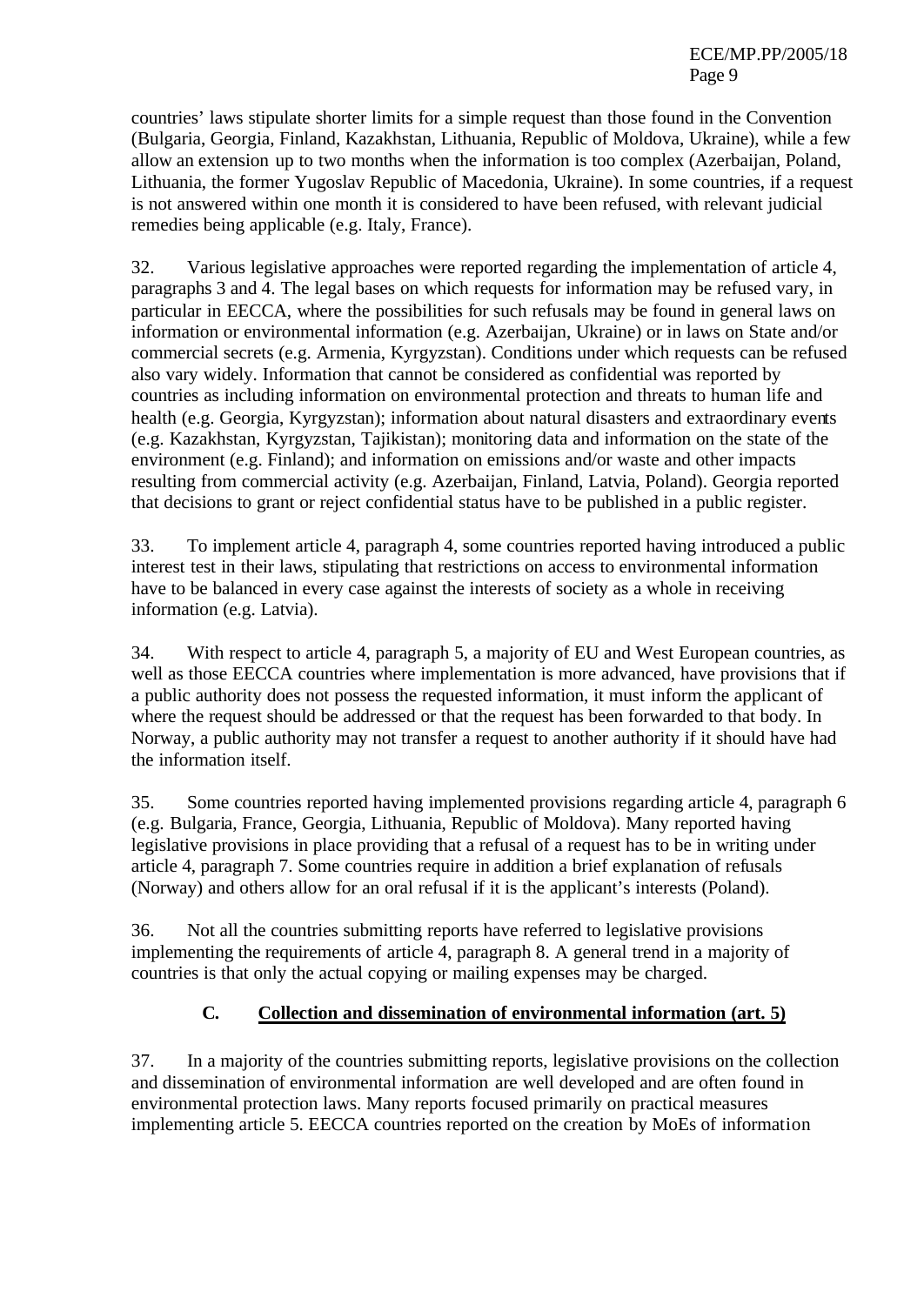countries' laws stipulate shorter limits for a simple request than those found in the Convention (Bulgaria, Georgia, Finland, Kazakhstan, Lithuania, Republic of Moldova, Ukraine), while a few allow an extension up to two months when the information is too complex (Azerbaijan, Poland, Lithuania, the former Yugoslav Republic of Macedonia, Ukraine). In some countries, if a request is not answered within one month it is considered to have been refused, with relevant judicial remedies being applicable (e.g. Italy, France).

32. Various legislative approaches were reported regarding the implementation of article 4, paragraphs 3 and 4. The legal bases on which requests for information may be refused vary, in particular in EECCA, where the possibilities for such refusals may be found in general laws on information or environmental information (e.g. Azerbaijan, Ukraine) or in laws on State and/or commercial secrets (e.g. Armenia, Kyrgyzstan). Conditions under which requests can be refused also vary widely. Information that cannot be considered as confidential was reported by countries as including information on environmental protection and threats to human life and health (e.g. Georgia, Kyrgyzstan); information about natural disasters and extraordinary events (e.g. Kazakhstan, Kyrgyzstan, Tajikistan); monitoring data and information on the state of the environment (e.g. Finland); and information on emissions and/or waste and other impacts resulting from commercial activity (e.g. Azerbaijan, Finland, Latvia, Poland). Georgia reported that decisions to grant or reject confidential status have to be published in a public register.

33. To implement article 4, paragraph 4, some countries reported having introduced a public interest test in their laws, stipulating that restrictions on access to environmental information have to be balanced in every case against the interests of society as a whole in receiving information (e.g. Latvia).

34. With respect to article 4, paragraph 5, a majority of EU and West European countries, as well as those EECCA countries where implementation is more advanced, have provisions that if a public authority does not possess the requested information, it must inform the applicant of where the request should be addressed or that the request has been forwarded to that body. In Norway, a public authority may not transfer a request to another authority if it should have had the information itself.

35. Some countries reported having implemented provisions regarding article 4, paragraph 6 (e.g. Bulgaria, France, Georgia, Lithuania, Republic of Moldova). Many reported having legislative provisions in place providing that a refusal of a request has to be in writing under article 4, paragraph 7. Some countries require in addition a brief explanation of refusals (Norway) and others allow for an oral refusal if it is the applicant's interests (Poland).

36. Not all the countries submitting reports have referred to legislative provisions implementing the requirements of article 4, paragraph 8. A general trend in a majority of countries is that only the actual copying or mailing expenses may be charged.

### C. Collection and dissemination of environmental information (art. 5)

37. In a majority of the countries submitting reports, legislative provisions on the collection and dissemination of environmental information are well developed and are often found in environmental protection laws. Many reports focused primarily on practical measures implementing article 5. EECCA countries reported on the creation by MoEs of information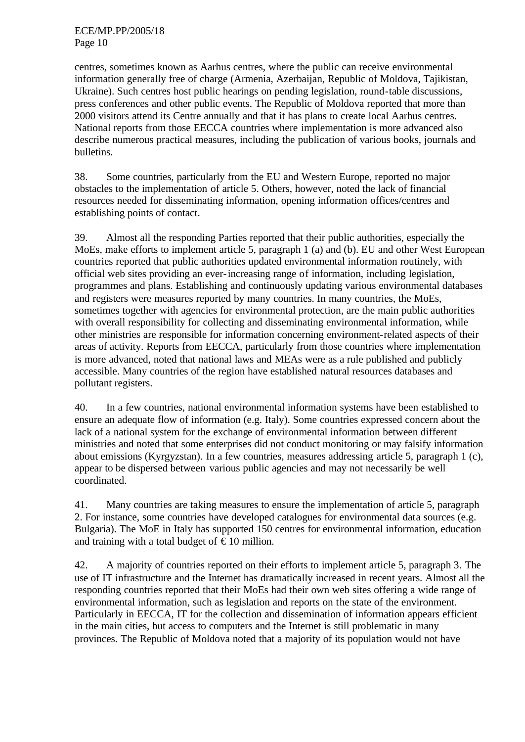centres, sometimes known as Aarhus centres, where the public can receive environmental information generally free of charge (Armenia, Azerbaijan, Republic of Moldova, Tajikistan, Ukraine). Such centres host public hearings on pending legislation, round-table discussions, press conferences and other public events. The Republic of Moldova reported that more than 2000 visitors attend its Centre annually and that it has plans to create local Aarhus centres. National reports from those EECCA countries where implementation is more advanced also describe numerous practical measures, including the publication of various books, journals and bulletins.

38. Some countries, particularly from the EU and Western Europe, reported no major obstacles to the implementation of article 5. Others, however, noted the lack of financial resources needed for disseminating information, opening information offices/centres and establishing points of contact.

39. Almost all the responding Parties reported that their public authorities, especially the MoEs, make efforts to implement article 5, paragraph 1 (a) and (b). EU and other West European countries reported that public authorities updated environmental information routinely, with official web sites providing an ever-increasing range of information, including legislation, programmes and plans. Establishing and continuously updating various environmental databases and registers were measures reported by many countries. In many countries, the MoEs, sometimes together with agencies for environmental protection, are the main public authorities with overall responsibility for collecting and disseminating environmental information, while other ministries are responsible for information concerning environment-related aspects of their areas of activity. Reports from EECCA, particularly from those countries where implementation is more advanced, noted that national laws and MEAs were as a rule published and publicly accessible. Many countries of the region have established natural resources databases and pollutant registers.

40. In a few countries, national environmental information systems have been established to ensure an adequate flow of information (e.g. Italy). Some countries expressed concern about the lack of a national system for the exchange of environmental information between different ministries and noted that some enterprises did not conduct monitoring or may falsify information about emissions (Kyrgyzstan). In a few countries, measures addressing article 5, paragraph 1 (c), appear to be dispersed between various public agencies and may not necessarily be well coordinated.

41. Many countries are taking measures to ensure the implementation of article 5, paragraph 2. For instance, some countries have developed catalogues for environmental data sources (e.g. Bulgaria). The MoE in Italy has supported 150 centres for environmental information, education and training with a total budget of € 10 million.

42. A majority of countries reported on their efforts to implement article 5, paragraph 3. The use of IT infrastructure and the Internet has dramatically increased in recent years. Almost all the responding countries reported that their MoEs had their own web sites offering a wide range of environmental information, such as legislation and reports on the state of the environment. Particularly in EECCA, IT for the collection and dissemination of information appears efficient in the main cities, but access to computers and the Internet is still problematic in many provinces. The Republic of Moldova noted that a majority of its population would not have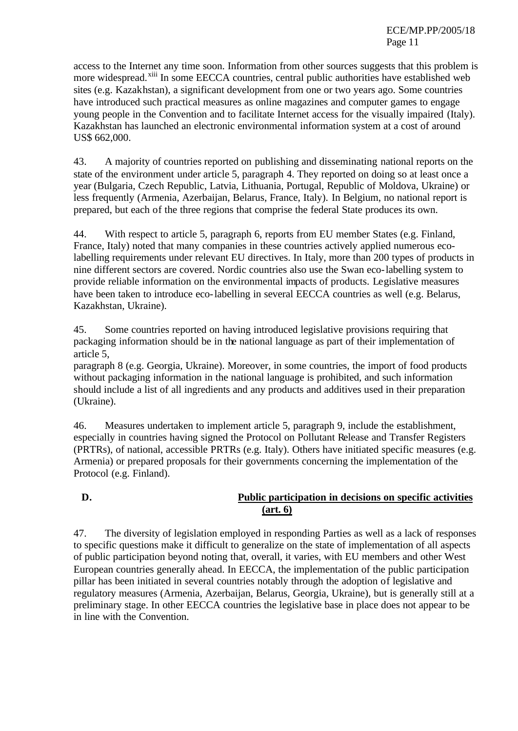access to the Internet any time soon. Information from other sources suggests that this problem is more widespread.[xiii] In some EECCA countries, central public authorities have established web sites (e.g. Kazakhstan), a significant development from one or two years ago. Some countries have introduced such practical measures as online magazines and computer games to engage young people in the Convention and to facilitate Internet access for the visually impaired (Italy). Kazakhstan has launched an electronic environmental information system at a cost of around US$ 662,000.

43. A majority of countries reported on publishing and disseminating national reports on the state of the environment under article 5, paragraph 4. They reported on doing so at least once a year (Bulgaria, Czech Republic, Latvia, Lithuania, Portugal, Republic of Moldova, Ukraine) or less frequently (Armenia, Azerbaijan, Belarus, France, Italy). In Belgium, no national report is prepared, but each of the three regions that comprise the federal State produces its own.

44. With respect to article 5, paragraph 6, reports from EU member States (e.g. Finland, France, Italy) noted that many companies in these countries actively applied numerous eco-labelling requirements under relevant EU directives. In Italy, more than 200 types of products in nine different sectors are covered. Nordic countries also use the Swan eco-labelling system to provide reliable information on the environmental impacts of products. Legislative measures have been taken to introduce eco-labelling in several EECCA countries as well (e.g. Belarus, Kazakhstan, Ukraine).

45. Some countries reported on having introduced legislative provisions requiring that packaging information should be in the national language as part of their implementation of article 5, paragraph 8 (e.g. Georgia, Ukraine). Moreover, in some countries, the import of food products without packaging information in the national language is prohibited, and such information should include a list of all ingredients and any products and additives used in their preparation (Ukraine).

46. Measures undertaken to implement article 5, paragraph 9, include the establishment, especially in countries having signed the Protocol on Pollutant Release and Transfer Registers (PRTRs), of national, accessible PRTRs (e.g. Italy). Others have initiated specific measures (e.g. Armenia) or prepared proposals for their governments concerning the implementation of the Protocol (e.g. Finland).

## D. Public participation in decisions on specific activities (art. 6)

47. The diversity of legislation employed in responding Parties as well as a lack of responses to specific questions make it difficult to generalize on the state of implementation of all aspects of public participation beyond noting that, overall, it varies, with EU members and other West European countries generally ahead. In EECCA, the implementation of the public participation pillar has been initiated in several countries notably through the adoption of legislative and regulatory measures (Armenia, Azerbaijan, Belarus, Georgia, Ukraine), but is generally still at a preliminary stage. In other EECCA countries the legislative base in place does not appear to be in line with the Convention.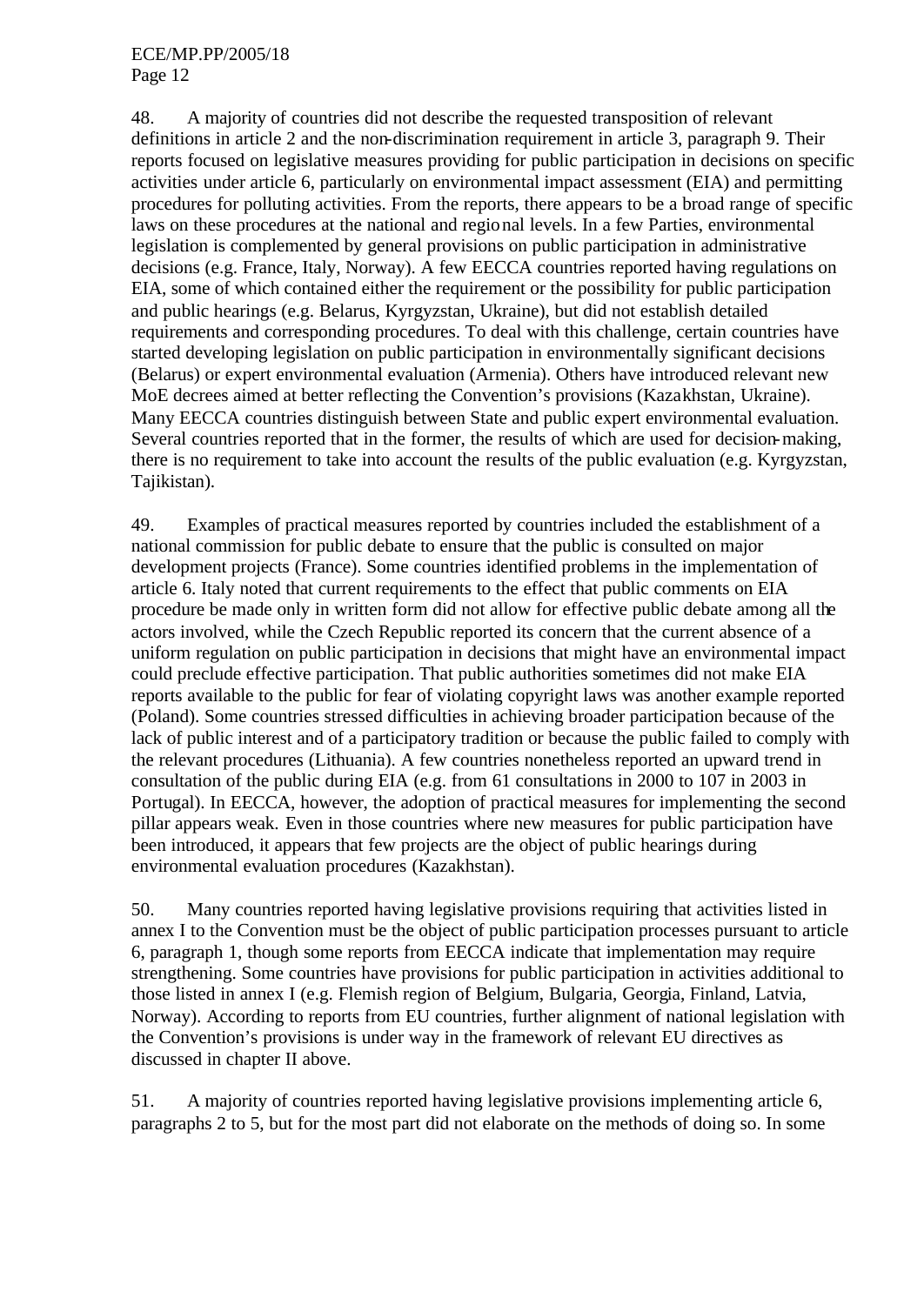48. A majority of countries did not describe the requested transposition of relevant definitions in article 2 and the non-discrimination requirement in article 3, paragraph 9. Their reports focused on legislative measures providing for public participation in decisions on specific activities under article 6, particularly on environmental impact assessment (EIA) and permitting procedures for polluting activities. From the reports, there appears to be a broad range of specific laws on these procedures at the national and regional levels. In a few Parties, environmental legislation is complemented by general provisions on public participation in administrative decisions (e.g. France, Italy, Norway). A few EECCA countries reported having regulations on EIA, some of which contained either the requirement or the possibility for public participation and public hearings (e.g. Belarus, Kyrgyzstan, Ukraine), but did not establish detailed requirements and corresponding procedures. To deal with this challenge, certain countries have started developing legislation on public participation in environmentally significant decisions (Belarus) or expert environmental evaluation (Armenia). Others have introduced relevant new MoE decrees aimed at better reflecting the Convention's provisions (Kazakhstan, Ukraine). Many EECCA countries distinguish between State and public expert environmental evaluation. Several countries reported that in the former, the results of which are used for decision-making, there is no requirement to take into account the results of the public evaluation (e.g. Kyrgyzstan, Tajikistan).

49. Examples of practical measures reported by countries included the establishment of a national commission for public debate to ensure that the public is consulted on major development projects (France). Some countries identified problems in the implementation of article 6. Italy noted that current requirements to the effect that public comments on EIA procedure be made only in written form did not allow for effective public debate among all the actors involved, while the Czech Republic reported its concern that the current absence of a uniform regulation on public participation in decisions that might have an environmental impact could preclude effective participation. That public authorities sometimes did not make EIA reports available to the public for fear of violating copyright laws was another example reported (Poland). Some countries stressed difficulties in achieving broader participation because of the lack of public interest and of a participatory tradition or because the public failed to comply with the relevant procedures (Lithuania). A few countries nonetheless reported an upward trend in consultation of the public during EIA (e.g. from 61 consultations in 2000 to 107 in 2003 in Portugal). In EECCA, however, the adoption of practical measures for implementing the second pillar appears weak. Even in those countries where new measures for public participation have been introduced, it appears that few projects are the object of public hearings during environmental evaluation procedures (Kazakhstan).

50. Many countries reported having legislative provisions requiring that activities listed in annex I to the Convention must be the object of public participation processes pursuant to article 6, paragraph 1, though some reports from EECCA indicate that implementation may require strengthening. Some countries have provisions for public participation in activities additional to those listed in annex I (e.g. Flemish region of Belgium, Bulgaria, Georgia, Finland, Latvia, Norway). According to reports from EU countries, further alignment of national legislation with the Convention's provisions is under way in the framework of relevant EU directives as discussed in chapter II above.

51. A majority of countries reported having legislative provisions implementing article 6, paragraphs 2 to 5, but for the most part did not elaborate on the methods of doing so. In some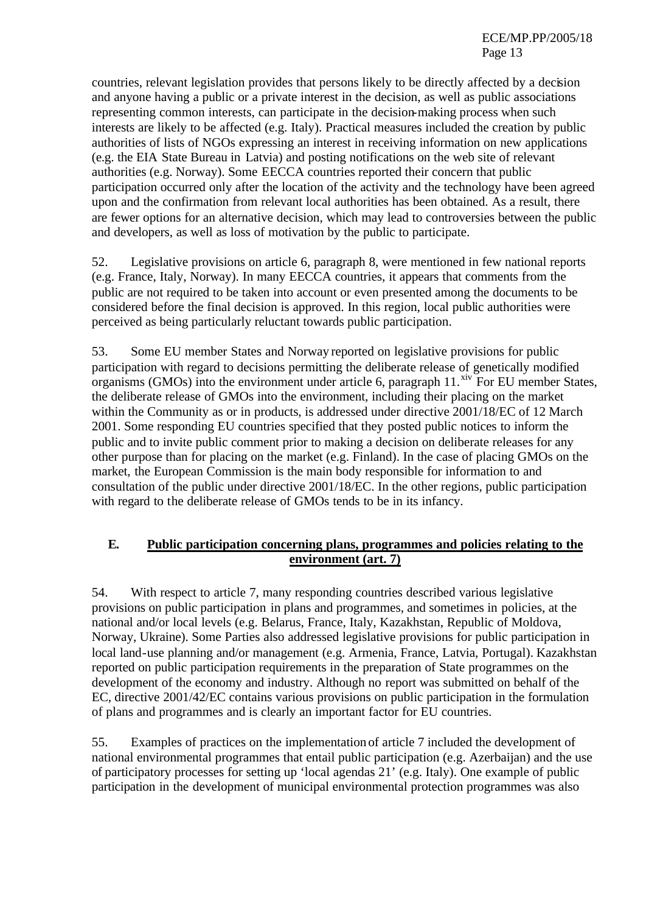countries, relevant legislation provides that persons likely to be directly affected by a decision and anyone having a public or a private interest in the decision, as well as public associations representing common interests, can participate in the decision-making process when such interests are likely to be affected (e.g. Italy). Practical measures included the creation by public authorities of lists of NGOs expressing an interest in receiving information on new applications (e.g. the EIA State Bureau in Latvia) and posting notifications on the web site of relevant authorities (e.g. Norway). Some EECCA countries reported their concern that public participation occurred only after the location of the activity and the technology have been agreed upon and the confirmation from relevant local authorities has been obtained. As a result, there are fewer options for an alternative decision, which may lead to controversies between the public and developers, as well as loss of motivation by the public to participate.

52. Legislative provisions on article 6, paragraph 8, were mentioned in few national reports (e.g. France, Italy, Norway). In many EECCA countries, it appears that comments from the public are not required to be taken into account or even presented among the documents to be considered before the final decision is approved. In this region, local public authorities were perceived as being particularly reluctant towards public participation.

53. Some EU member States and Norway reported on legislative provisions for public participation with regard to decisions permitting the deliberate release of genetically modified organisms (GMOs) into the environment under article 6, paragraph 11.[xiv] For EU member States, the deliberate release of GMOs into the environment, including their placing on the market within the Community as or in products, is addressed under directive 2001/18/EC of 12 March 2001. Some responding EU countries specified that they posted public notices to inform the public and to invite public comment prior to making a decision on deliberate releases for any other purpose than for placing on the market (e.g. Finland). In the case of placing GMOs on the market, the European Commission is the main body responsible for information to and consultation of the public under directive 2001/18/EC. In the other regions, public participation with regard to the deliberate release of GMOs tends to be in its infancy.

## E. Public participation concerning plans, programmes and policies relating to the environment (art. 7)

54. With respect to article 7, many responding countries described various legislative provisions on public participation in plans and programmes, and sometimes in policies, at the national and/or local levels (e.g. Belarus, France, Italy, Kazakhstan, Republic of Moldova, Norway, Ukraine). Some Parties also addressed legislative provisions for public participation in local land-use planning and/or management (e.g. Armenia, France, Latvia, Portugal). Kazakhstan reported on public participation requirements in the preparation of State programmes on the development of the economy and industry. Although no report was submitted on behalf of the EC, directive 2001/42/EC contains various provisions on public participation in the formulation of plans and programmes and is clearly an important factor for EU countries.

55. Examples of practices on the implementation of article 7 included the development of national environmental programmes that entail public participation (e.g. Azerbaijan) and the use of participatory processes for setting up 'local agendas 21' (e.g. Italy). One example of public participation in the development of municipal environmental protection programmes was also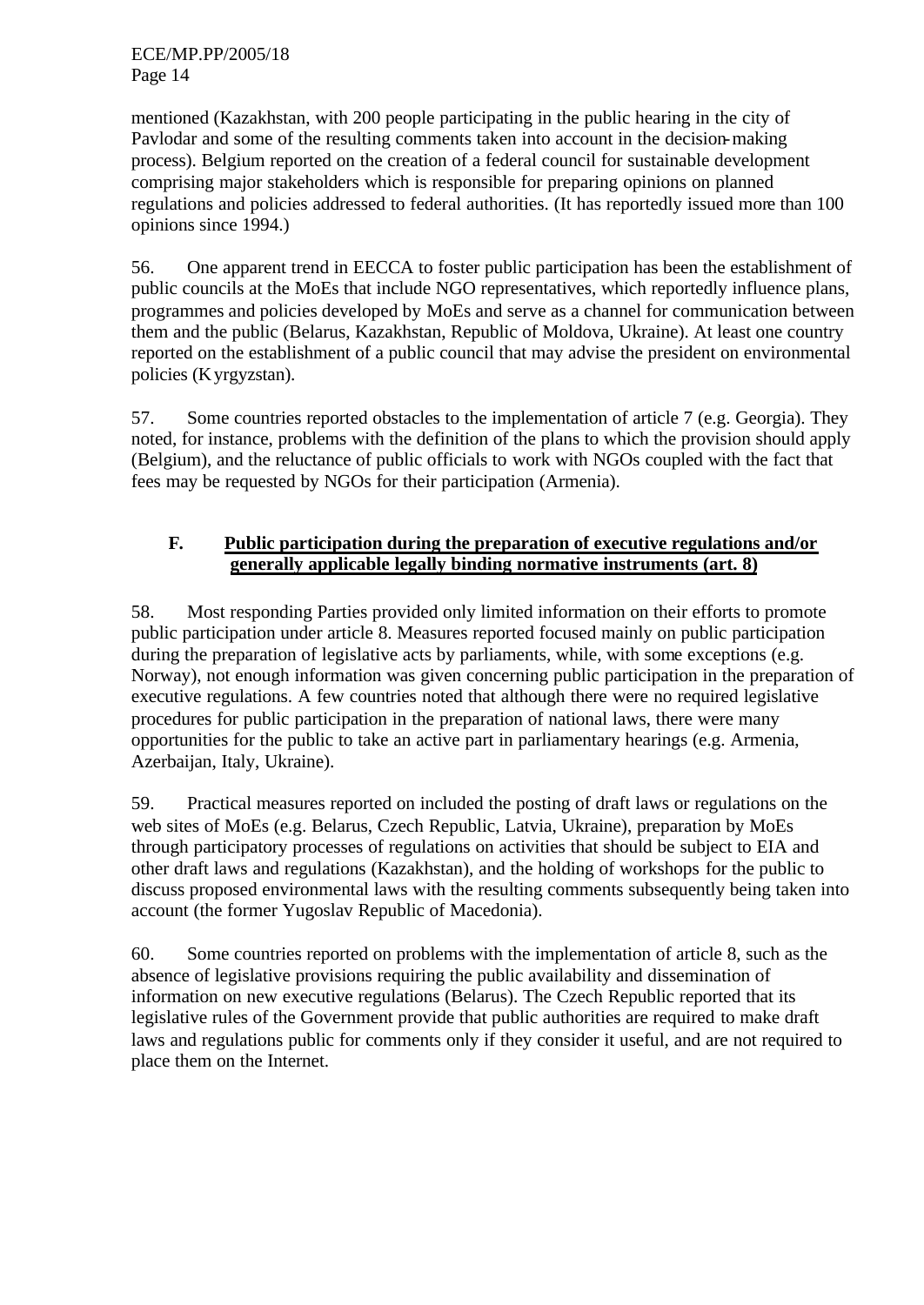mentioned (Kazakhstan, with 200 people participating in the public hearing in the city of Pavlodar and some of the resulting comments taken into account in the decision-making process). Belgium reported on the creation of a federal council for sustainable development comprising major stakeholders which is responsible for preparing opinions on planned regulations and policies addressed to federal authorities. (It has reportedly issued more than 100 opinions since 1994.)

56. One apparent trend in EECCA to foster public participation has been the establishment of public councils at the MoEs that include NGO representatives, which reportedly influence plans, programmes and policies developed by MoEs and serve as a channel for communication between them and the public (Belarus, Kazakhstan, Republic of Moldova, Ukraine). At least one country reported on the establishment of a public council that may advise the president on environmental policies (Kyrgyzstan).

57. Some countries reported obstacles to the implementation of article 7 (e.g. Georgia). They noted, for instance, problems with the definition of the plans to which the provision should apply (Belgium), and the reluctance of public officials to work with NGOs coupled with the fact that fees may be requested by NGOs for their participation (Armenia).

## F. Public participation during the preparation of executive regulations and/or generally applicable legally binding normative instruments (art. 8)

58. Most responding Parties provided only limited information on their efforts to promote public participation under article 8. Measures reported focused mainly on public participation during the preparation of legislative acts by parliaments, while, with some exceptions (e.g. Norway), not enough information was given concerning public participation in the preparation of executive regulations. A few countries noted that although there were no required legislative procedures for public participation in the preparation of national laws, there were many opportunities for the public to take an active part in parliamentary hearings (e.g. Armenia, Azerbaijan, Italy, Ukraine).

59. Practical measures reported on included the posting of draft laws or regulations on the web sites of MoEs (e.g. Belarus, Czech Republic, Latvia, Ukraine), preparation by MoEs through participatory processes of regulations on activities that should be subject to EIA and other draft laws and regulations (Kazakhstan), and the holding of workshops for the public to discuss proposed environmental laws with the resulting comments subsequently being taken into account (the former Yugoslav Republic of Macedonia).

60. Some countries reported on problems with the implementation of article 8, such as the absence of legislative provisions requiring the public availability and dissemination of information on new executive regulations (Belarus). The Czech Republic reported that its legislative rules of the Government provide that public authorities are required to make draft laws and regulations public for comments only if they consider it useful, and are not required to place them on the Internet.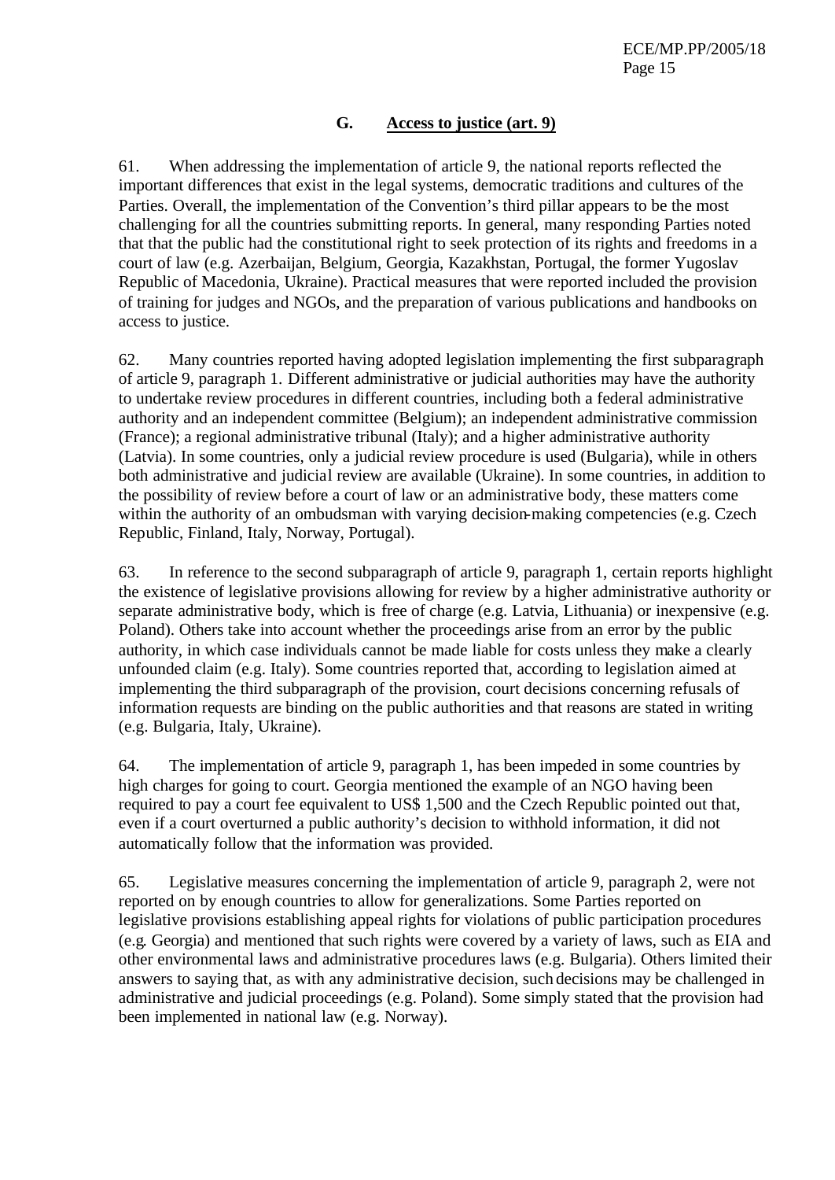## G. Access to justice (art. 9)

61. When addressing the implementation of article 9, the national reports reflected the important differences that exist in the legal systems, democratic traditions and cultures of the Parties. Overall, the implementation of the Convention's third pillar appears to be the most challenging for all the countries submitting reports. In general, many responding Parties noted that that the public had the constitutional right to seek protection of its rights and freedoms in a court of law (e.g. Azerbaijan, Belgium, Georgia, Kazakhstan, Portugal, the former Yugoslav Republic of Macedonia, Ukraine). Practical measures that were reported included the provision of training for judges and NGOs, and the preparation of various publications and handbooks on access to justice.

62. Many countries reported having adopted legislation implementing the first subparagraph of article 9, paragraph 1. Different administrative or judicial authorities may have the authority to undertake review procedures in different countries, including both a federal administrative authority and an independent committee (Belgium); an independent administrative commission (France); a regional administrative tribunal (Italy); and a higher administrative authority (Latvia). In some countries, only a judicial review procedure is used (Bulgaria), while in others both administrative and judicial review are available (Ukraine). In some countries, in addition to the possibility of review before a court of law or an administrative body, these matters come within the authority of an ombudsman with varying decision-making competencies (e.g. Czech Republic, Finland, Italy, Norway, Portugal).

63. In reference to the second subparagraph of article 9, paragraph 1, certain reports highlight the existence of legislative provisions allowing for review by a higher administrative authority or separate administrative body, which is free of charge (e.g. Latvia, Lithuania) or inexpensive (e.g. Poland). Others take into account whether the proceedings arise from an error by the public authority, in which case individuals cannot be made liable for costs unless they make a clearly unfounded claim (e.g. Italy). Some countries reported that, according to legislation aimed at implementing the third subparagraph of the provision, court decisions concerning refusals of information requests are binding on the public authorities and that reasons are stated in writing (e.g. Bulgaria, Italy, Ukraine).

64. The implementation of article 9, paragraph 1, has been impeded in some countries by high charges for going to court. Georgia mentioned the example of an NGO having been required to pay a court fee equivalent to US$ 1,500 and the Czech Republic pointed out that, even if a court overturned a public authority's decision to withhold information, it did not automatically follow that the information was provided.

65. Legislative measures concerning the implementation of article 9, paragraph 2, were not reported on by enough countries to allow for generalizations. Some Parties reported on legislative provisions establishing appeal rights for violations of public participation procedures (e.g. Georgia) and mentioned that such rights were covered by a variety of laws, such as EIA and other environmental laws and administrative procedures laws (e.g. Bulgaria). Others limited their answers to saying that, as with any administrative decision, such decisions may be challenged in administrative and judicial proceedings (e.g. Poland). Some simply stated that the provision had been implemented in national law (e.g. Norway).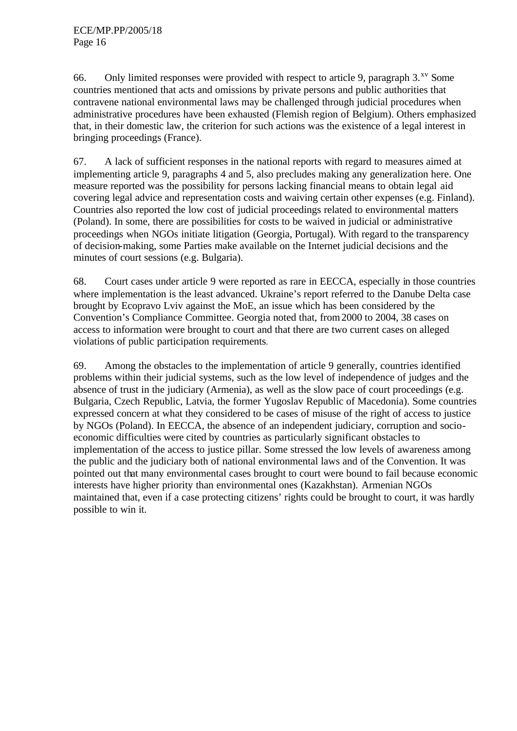66. Only limited responses were provided with respect to article 9, paragraph 3.[xv] Some countries mentioned that acts and omissions by private persons and public authorities that contravene national environmental laws may be challenged through judicial procedures when administrative procedures have been exhausted (Flemish region of Belgium). Others emphasized that, in their domestic law, the criterion for such actions was the existence of a legal interest in bringing proceedings (France).

67. A lack of sufficient responses in the national reports with regard to measures aimed at implementing article 9, paragraphs 4 and 5, also precludes making any generalization here. One measure reported was the possibility for persons lacking financial means to obtain legal aid covering legal advice and representation costs and waiving certain other expenses (e.g. Finland). Countries also reported the low cost of judicial proceedings related to environmental matters (Poland). In some, there are possibilities for costs to be waived in judicial or administrative proceedings when NGOs initiate litigation (Georgia, Portugal). With regard to the transparency of decision-making, some Parties make available on the Internet judicial decisions and the minutes of court sessions (e.g. Bulgaria).

68. Court cases under article 9 were reported as rare in EECCA, especially in those countries where implementation is the least advanced. Ukraine's report referred to the Danube Delta case brought by Ecopravo Lviv against the MoE, an issue which has been considered by the Convention's Compliance Committee. Georgia noted that, from 2000 to 2004, 38 cases on access to information were brought to court and that there are two current cases on alleged violations of public participation requirements.

69. Among the obstacles to the implementation of article 9 generally, countries identified problems within their judicial systems, such as the low level of independence of judges and the absence of trust in the judiciary (Armenia), as well as the slow pace of court proceedings (e.g. Bulgaria, Czech Republic, Latvia, the former Yugoslav Republic of Macedonia). Some countries expressed concern at what they considered to be cases of misuse of the right of access to justice by NGOs (Poland). In EECCA, the absence of an independent judiciary, corruption and socio-economic difficulties were cited by countries as particularly significant obstacles to implementation of the access to justice pillar. Some stressed the low levels of awareness among the public and the judiciary both of national environmental laws and of the Convention. It was pointed out that many environmental cases brought to court were bound to fail because economic interests have higher priority than environmental ones (Kazakhstan). Armenian NGOs maintained that, even if a case protecting citizens' rights could be brought to court, it was hardly possible to win it.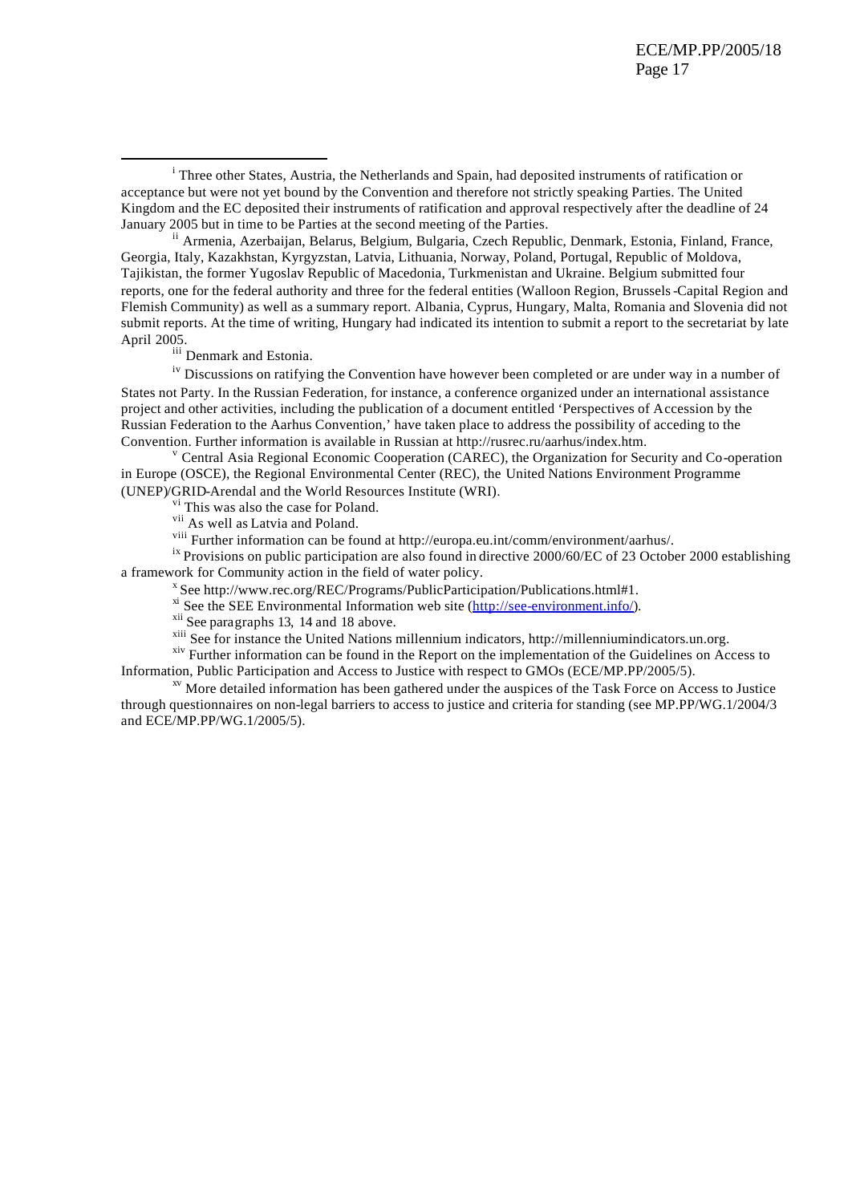[i] Three other States, Austria, the Netherlands and Spain, had deposited instruments of ratification or acceptance but were not yet bound by the Convention and therefore not strictly speaking Parties. The United Kingdom and the EC deposited their instruments of ratification and approval respectively after the deadline of 24 January 2005 but in time to be Parties at the second meeting of the Parties.

[ii] Armenia, Azerbaijan, Belarus, Belgium, Bulgaria, Czech Republic, Denmark, Estonia, Finland, France, Georgia, Italy, Kazakhstan, Kyrgyzstan, Latvia, Lithuania, Norway, Poland, Portugal, Republic of Moldova, Tajikistan, the former Yugoslav Republic of Macedonia, Turkmenistan and Ukraine. Belgium submitted four reports, one for the federal authority and three for the federal entities (Walloon Region, Brussels-Capital Region and Flemish Community) as well as a summary report. Albania, Cyprus, Hungary, Malta, Romania and Slovenia did not submit reports. At the time of writing, Hungary had indicated its intention to submit a report to the secretariat by late April 2005.

[iii] Denmark and Estonia.

[iv] Discussions on ratifying the Convention have however been completed or are under way in a number of States not Party. In the Russian Federation, for instance, a conference organized under an international assistance project and other activities, including the publication of a document entitled 'Perspectives of Accession by the Russian Federation to the Aarhus Convention,' have taken place to address the possibility of acceding to the Convention. Further information is available in Russian at http://rusrec.ru/aarhus/index.htm.

[v] Central Asia Regional Economic Cooperation (CAREC), the Organization for Security and Co-operation in Europe (OSCE), the Regional Environmental Center (REC), the United Nations Environment Programme (UNEP)/GRID-Arendal and the World Resources Institute (WRI).

[vi] This was also the case for Poland.

[vii] As well as Latvia and Poland.

[viii] Further information can be found at http://europa.eu.int/comm/environment/aarhus/.

[ix] Provisions on public participation are also found in directive 2000/60/EC of 23 October 2000 establishing a framework for Community action in the field of water policy.

[x] See http://www.rec.org/REC/Programs/PublicParticipation/Publications.html#1.

[xi] See the SEE Environmental Information web site (http://see-environment.info/).

[xii] See paragraphs 13, 14 and 18 above.

[xiii] See for instance the United Nations millennium indicators, http://millenniumindicators.un.org.

[xiv] Further information can be found in the Report on the implementation of the Guidelines on Access to Information, Public Participation and Access to Justice with respect to GMOs (ECE/MP.PP/2005/5).

[xv] More detailed information has been gathered under the auspices of the Task Force on Access to Justice through questionnaires on non-legal barriers to access to justice and criteria for standing (see MP.PP/WG.1/2004/3 and ECE/MP.PP/WG.1/2005/5).